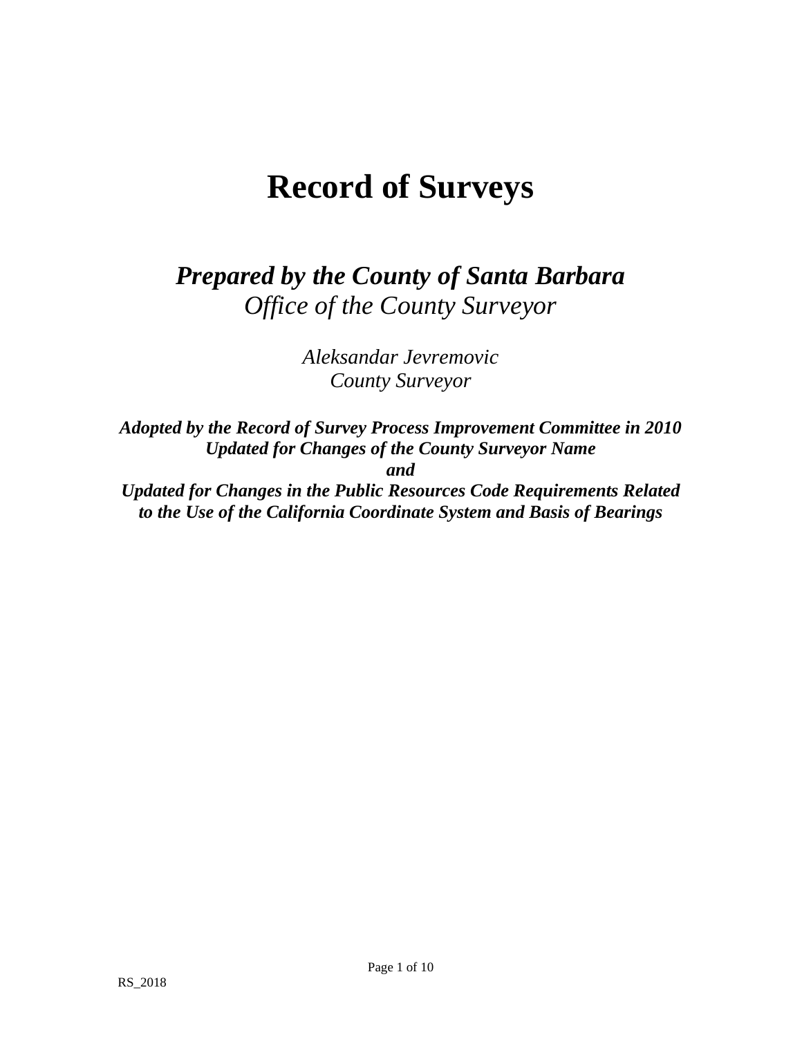# Record of Surveys

## ***Prepared by the County of Santa Barbara***

*Office of the County Surveyor*

*Aleksandar Jevremovic*
*County Surveyor*

***Adopted by the Record of Survey Process Improvement Committee in 2010***
***Updated for Changes of the County Surveyor Name***
***and***
***Updated for Changes in the Public Resources Code Requirements Related to the Use of the California Coordinate System and Basis of Bearings***

RS_2018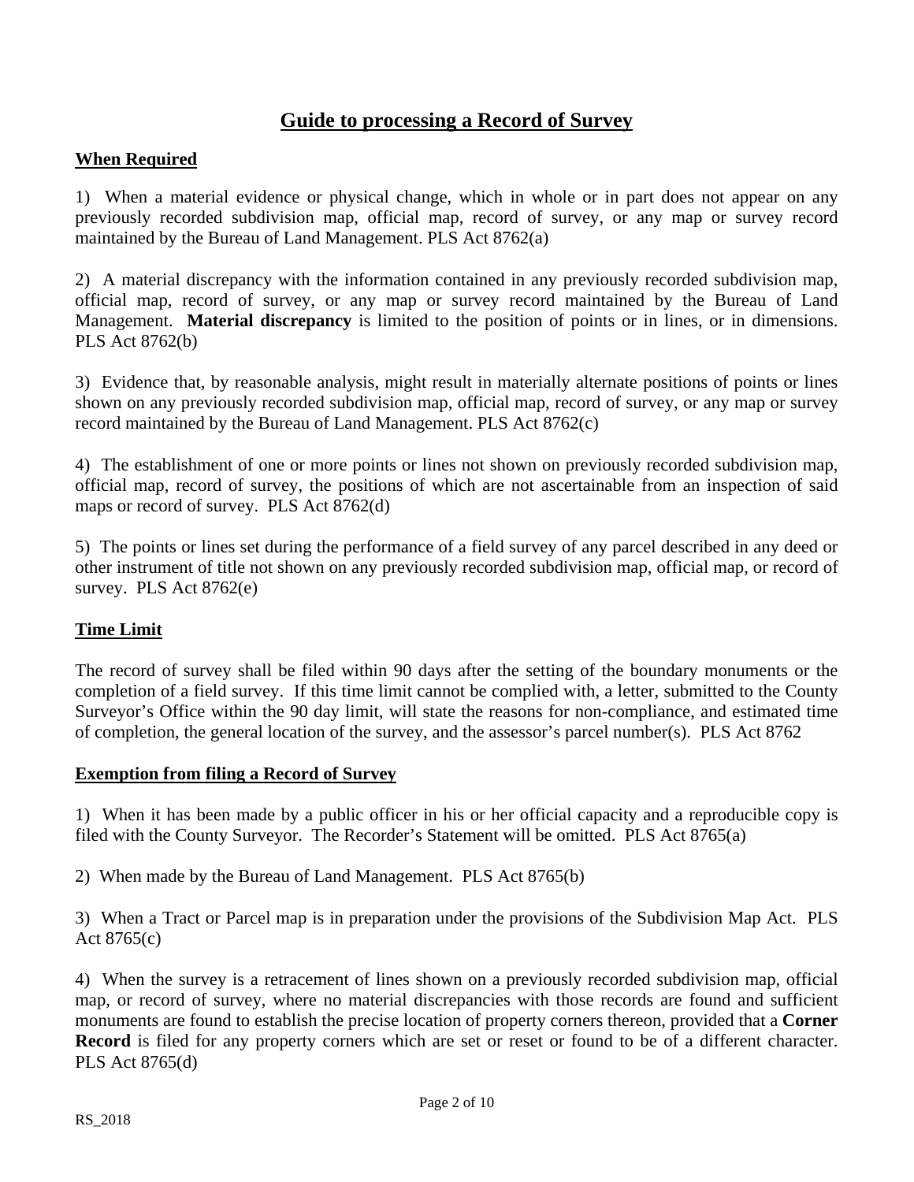# Guide to processing a Record of Survey

## When Required

1) When a material evidence or physical change, which in whole or in part does not appear on any previously recorded subdivision map, official map, record of survey, or any map or survey record maintained by the Bureau of Land Management. PLS Act 8762(a)

2) A material discrepancy with the information contained in any previously recorded subdivision map, official map, record of survey, or any map or survey record maintained by the Bureau of Land Management. **Material discrepancy** is limited to the position of points or in lines, or in dimensions. PLS Act 8762(b)

3) Evidence that, by reasonable analysis, might result in materially alternate positions of points or lines shown on any previously recorded subdivision map, official map, record of survey, or any map or survey record maintained by the Bureau of Land Management. PLS Act 8762(c)

4) The establishment of one or more points or lines not shown on previously recorded subdivision map, official map, record of survey, the positions of which are not ascertainable from an inspection of said maps or record of survey. PLS Act 8762(d)

5) The points or lines set during the performance of a field survey of any parcel described in any deed or other instrument of title not shown on any previously recorded subdivision map, official map, or record of survey. PLS Act 8762(e)

## Time Limit

The record of survey shall be filed within 90 days after the setting of the boundary monuments or the completion of a field survey. If this time limit cannot be complied with, a letter, submitted to the County Surveyor's Office within the 90 day limit, will state the reasons for non-compliance, and estimated time of completion, the general location of the survey, and the assessor's parcel number(s). PLS Act 8762

## Exemption from filing a Record of Survey

1) When it has been made by a public officer in his or her official capacity and a reproducible copy is filed with the County Surveyor. The Recorder's Statement will be omitted. PLS Act 8765(a)

2) When made by the Bureau of Land Management. PLS Act 8765(b)

3) When a Tract or Parcel map is in preparation under the provisions of the Subdivision Map Act. PLS Act 8765(c)

4) When the survey is a retracement of lines shown on a previously recorded subdivision map, official map, or record of survey, where no material discrepancies with those records are found and sufficient monuments are found to establish the precise location of property corners thereon, provided that a **Corner Record** is filed for any property corners which are set or reset or found to be of a different character. PLS Act 8765(d)

RS_2018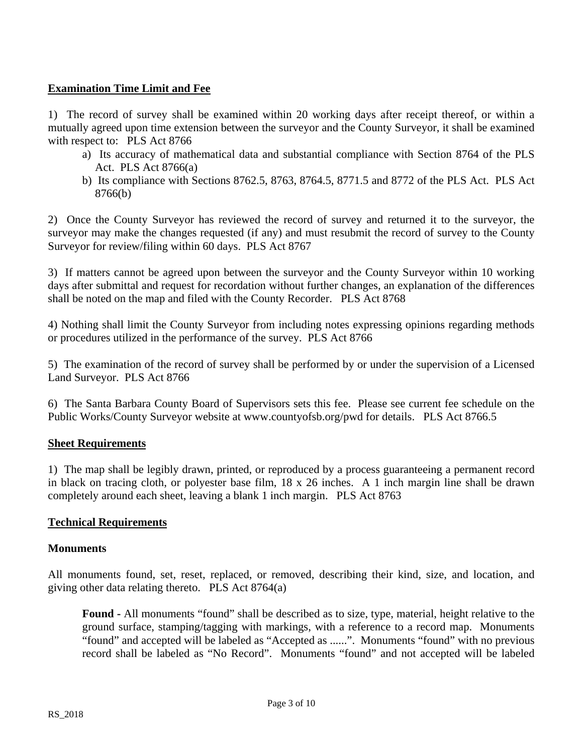## Examination Time Limit and Fee

1) The record of survey shall be examined within 20 working days after receipt thereof, or within a mutually agreed upon time extension between the surveyor and the County Surveyor, it shall be examined with respect to: PLS Act 8766

   a) Its accuracy of mathematical data and substantial compliance with Section 8764 of the PLS Act. PLS Act 8766(a)
   
   b) Its compliance with Sections 8762.5, 8763, 8764.5, 8771.5 and 8772 of the PLS Act. PLS Act 8766(b)

2) Once the County Surveyor has reviewed the record of survey and returned it to the surveyor, the surveyor may make the changes requested (if any) and must resubmit the record of survey to the County Surveyor for review/filing within 60 days. PLS Act 8767

3) If matters cannot be agreed upon between the surveyor and the County Surveyor within 10 working days after submittal and request for recordation without further changes, an explanation of the differences shall be noted on the map and filed with the County Recorder. PLS Act 8768

4) Nothing shall limit the County Surveyor from including notes expressing opinions regarding methods or procedures utilized in the performance of the survey. PLS Act 8766

5) The examination of the record of survey shall be performed by or under the supervision of a Licensed Land Surveyor. PLS Act 8766

6) The Santa Barbara County Board of Supervisors sets this fee. Please see current fee schedule on the Public Works/County Surveyor website at www.countyofsb.org/pwd for details. PLS Act 8766.5

## Sheet Requirements

1) The map shall be legibly drawn, printed, or reproduced by a process guaranteeing a permanent record in black on tracing cloth, or polyester base film, 18 x 26 inches. A 1 inch margin line shall be drawn completely around each sheet, leaving a blank 1 inch margin. PLS Act 8763

## Technical Requirements

### Monuments

All monuments found, set, reset, replaced, or removed, describing their kind, size, and location, and giving other data relating thereto. PLS Act 8764(a)

> **Found -** All monuments "found" shall be described as to size, type, material, height relative to the ground surface, stamping/tagging with markings, with a reference to a record map. Monuments "found" and accepted will be labeled as "Accepted as ......". Monuments "found" with no previous record shall be labeled as "No Record". Monuments "found" and not accepted will be labeled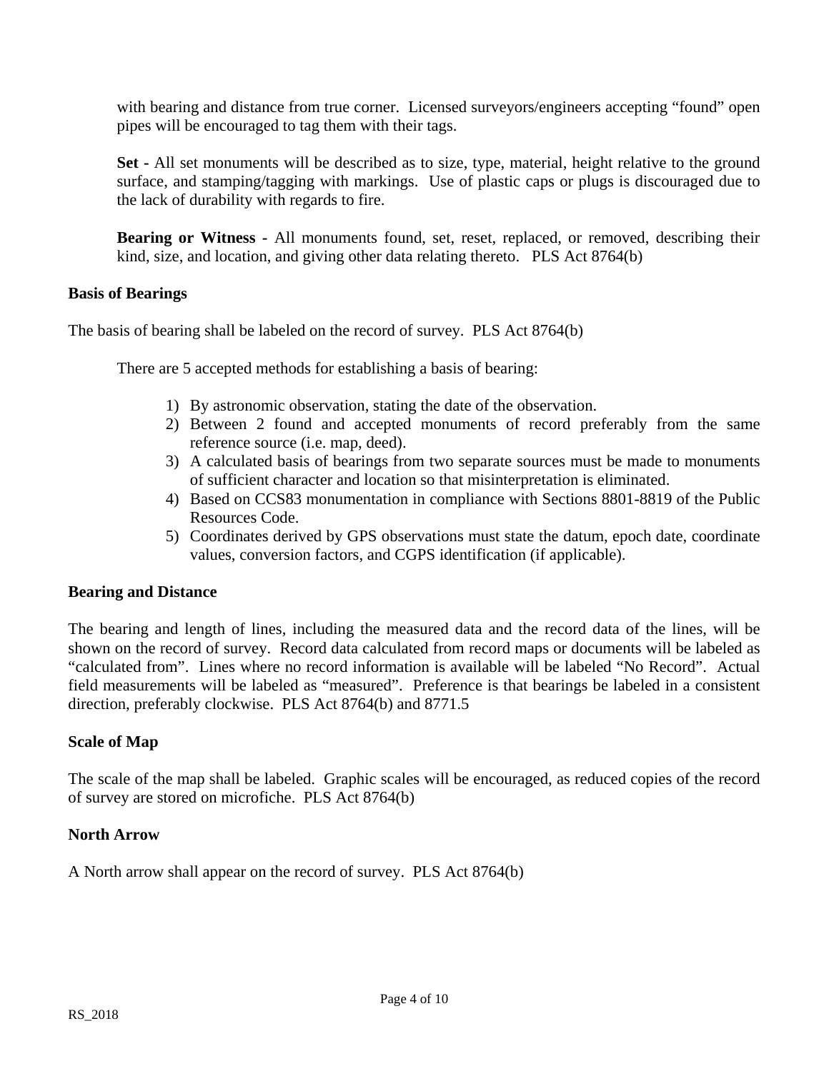with bearing and distance from true corner. Licensed surveyors/engineers accepting "found" open pipes will be encouraged to tag them with their tags.

**Set -** All set monuments will be described as to size, type, material, height relative to the ground surface, and stamping/tagging with markings. Use of plastic caps or plugs is discouraged due to the lack of durability with regards to fire.

**Bearing or Witness -** All monuments found, set, reset, replaced, or removed, describing their kind, size, and location, and giving other data relating thereto. PLS Act 8764(b)

**Basis of Bearings**

The basis of bearing shall be labeled on the record of survey. PLS Act 8764(b)

There are 5 accepted methods for establishing a basis of bearing:

1) By astronomic observation, stating the date of the observation.
2) Between 2 found and accepted monuments of record preferably from the same reference source (i.e. map, deed).
3) A calculated basis of bearings from two separate sources must be made to monuments of sufficient character and location so that misinterpretation is eliminated.
4) Based on CCS83 monumentation in compliance with Sections 8801-8819 of the Public Resources Code.
5) Coordinates derived by GPS observations must state the datum, epoch date, coordinate values, conversion factors, and CGPS identification (if applicable).

**Bearing and Distance**

The bearing and length of lines, including the measured data and the record data of the lines, will be shown on the record of survey. Record data calculated from record maps or documents will be labeled as "calculated from". Lines where no record information is available will be labeled "No Record". Actual field measurements will be labeled as "measured". Preference is that bearings be labeled in a consistent direction, preferably clockwise. PLS Act 8764(b) and 8771.5

**Scale of Map**

The scale of the map shall be labeled. Graphic scales will be encouraged, as reduced copies of the record of survey are stored on microfiche. PLS Act 8764(b)

**North Arrow**

A North arrow shall appear on the record of survey. PLS Act 8764(b)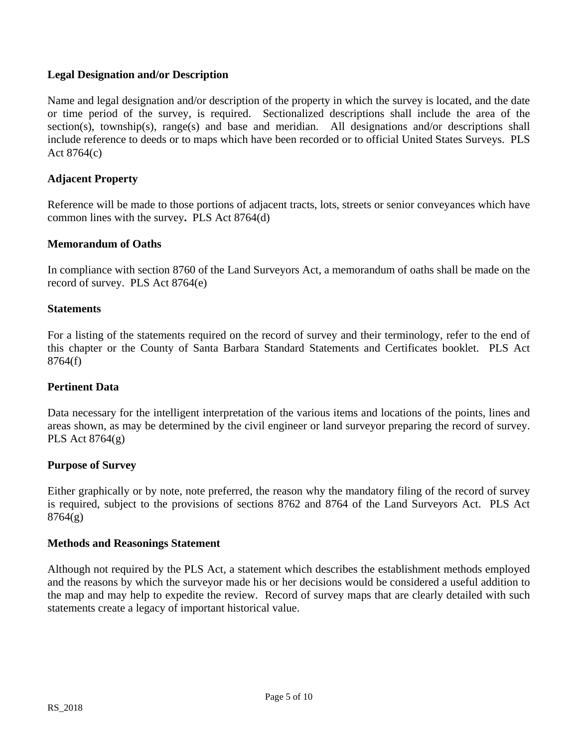**Legal Designation and/or Description**

Name and legal designation and/or description of the property in which the survey is located, and the date or time period of the survey, is required. Sectionalized descriptions shall include the area of the section(s), township(s), range(s) and base and meridian. All designations and/or descriptions shall include reference to deeds or to maps which have been recorded or to official United States Surveys. PLS Act 8764(c)

**Adjacent Property**

Reference will be made to those portions of adjacent tracts, lots, streets or senior conveyances which have common lines with the survey**.** PLS Act 8764(d)

**Memorandum of Oaths**

In compliance with section 8760 of the Land Surveyors Act, a memorandum of oaths shall be made on the record of survey. PLS Act 8764(e)

**Statements**

For a listing of the statements required on the record of survey and their terminology, refer to the end of this chapter or the County of Santa Barbara Standard Statements and Certificates booklet. PLS Act 8764(f)

**Pertinent Data**

Data necessary for the intelligent interpretation of the various items and locations of the points, lines and areas shown, as may be determined by the civil engineer or land surveyor preparing the record of survey. PLS Act 8764(g)

**Purpose of Survey**

Either graphically or by note, note preferred, the reason why the mandatory filing of the record of survey is required, subject to the provisions of sections 8762 and 8764 of the Land Surveyors Act. PLS Act 8764(g)

**Methods and Reasonings Statement**

Although not required by the PLS Act, a statement which describes the establishment methods employed and the reasons by which the surveyor made his or her decisions would be considered a useful addition to the map and may help to expedite the review. Record of survey maps that are clearly detailed with such statements create a legacy of important historical value.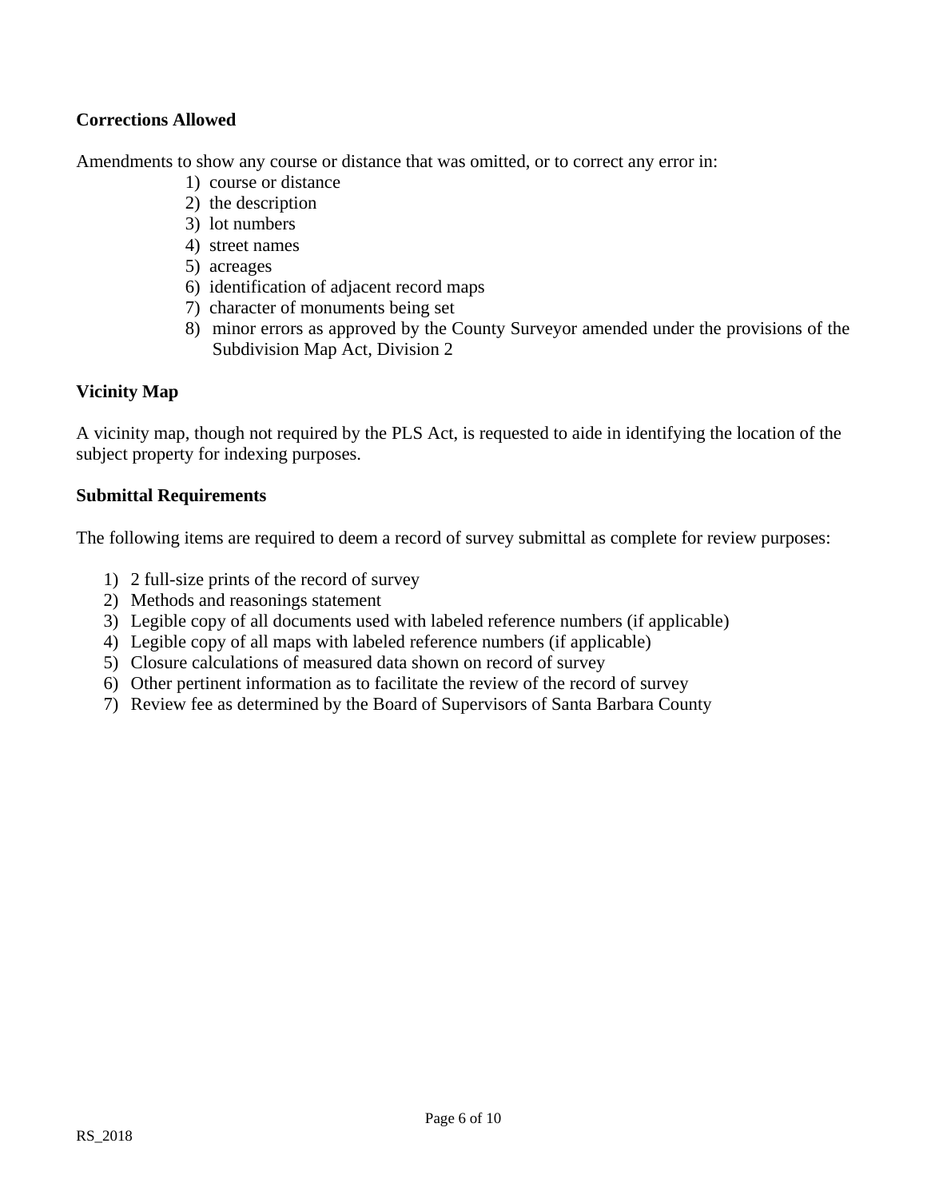**Corrections Allowed**

Amendments to show any course or distance that was omitted, or to correct any error in:

1) course or distance
2) the description
3) lot numbers
4) street names
5) acreages
6) identification of adjacent record maps
7) character of monuments being set
8) minor errors as approved by the County Surveyor amended under the provisions of the Subdivision Map Act, Division 2

**Vicinity Map**

A vicinity map, though not required by the PLS Act, is requested to aide in identifying the location of the subject property for indexing purposes.

**Submittal Requirements**

The following items are required to deem a record of survey submittal as complete for review purposes:

1) 2 full-size prints of the record of survey
2) Methods and reasonings statement
3) Legible copy of all documents used with labeled reference numbers (if applicable)
4) Legible copy of all maps with labeled reference numbers (if applicable)
5) Closure calculations of measured data shown on record of survey
6) Other pertinent information as to facilitate the review of the record of survey
7) Review fee as determined by the Board of Supervisors of Santa Barbara County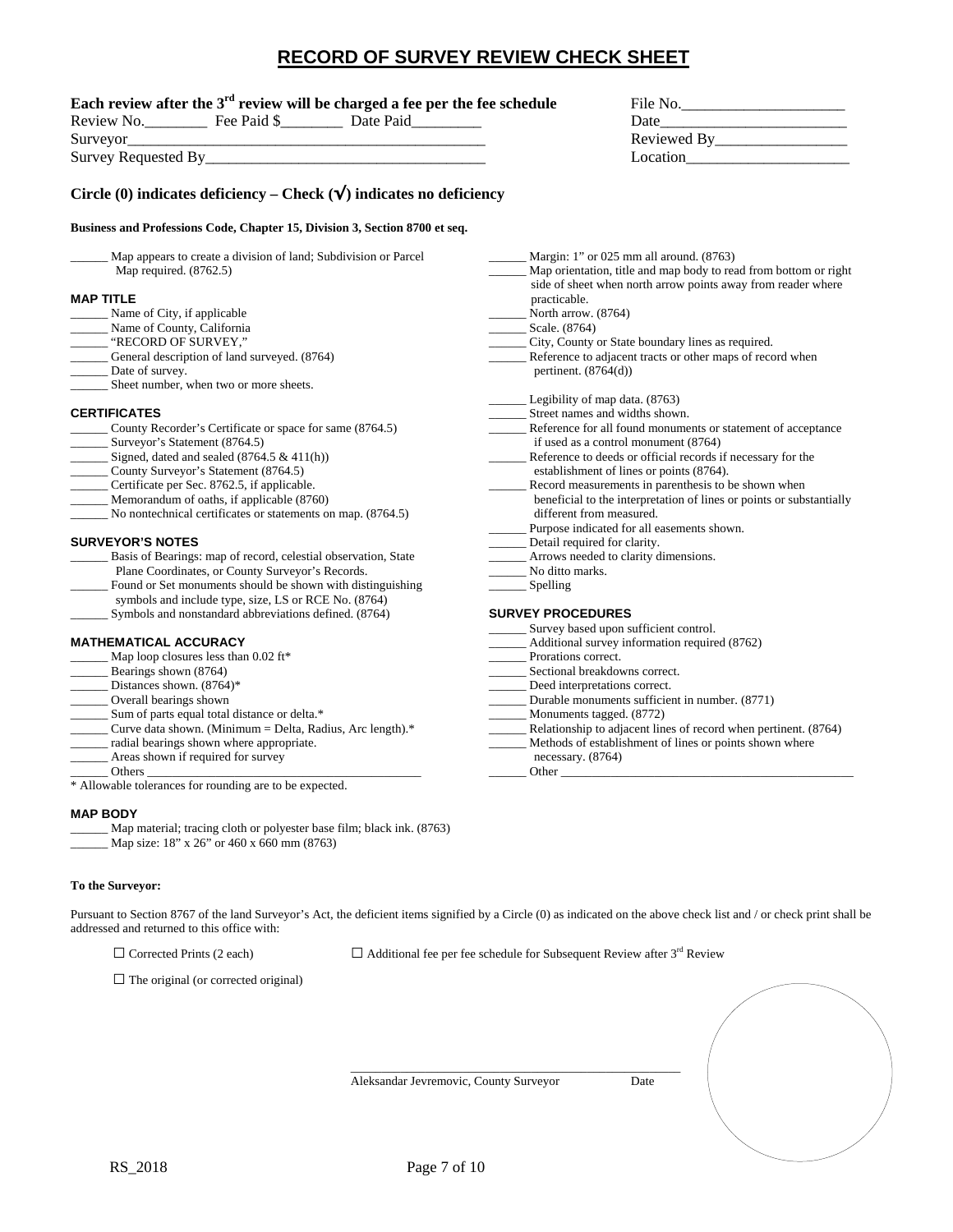# RECORD OF SURVEY REVIEW CHECK SHEET

**Each review after the 3rd review will be charged a fee per the fee schedule**

Review No.________ Fee Paid $________ Date Paid_________

Surveyor_____________________________________________

Survey Requested By___________________________________

File No._____________________

Date________________________

Reviewed By_________________

Location_____________________

## Circle (0) indicates deficiency – Check (√) indicates no deficiency

**Business and Professions Code, Chapter 15, Division 3, Section 8700 et seq.**

______ Map appears to create a division of land; Subdivision or Parcel Map required. (8762.5)

### MAP TITLE

______ Name of City, if applicable
______ Name of County, California
______ "RECORD OF SURVEY,"
______ General description of land surveyed. (8764)
______ Date of survey.
______ Sheet number, when two or more sheets.

### CERTIFICATES

______ County Recorder's Certificate or space for same (8764.5)
______ Surveyor's Statement (8764.5)
______ Signed, dated and sealed (8764.5 & 411(h))
______ County Surveyor's Statement (8764.5)
______ Certificate per Sec. 8762.5, if applicable.
______ Memorandum of oaths, if applicable (8760)
______ No nontechnical certificates or statements on map. (8764.5)

### SURVEYOR'S NOTES

______ Basis of Bearings: map of record, celestial observation, State Plane Coordinates, or County Surveyor's Records.
______ Found or Set monuments should be shown with distinguishing symbols and include type, size, LS or RCE No. (8764)
______ Symbols and nonstandard abbreviations defined. (8764)

### MATHEMATICAL ACCURACY

______ Map loop closures less than 0.02 ft*
______ Bearings shown (8764)
______ Distances shown. (8764)*
______ Overall bearings shown
______ Sum of parts equal total distance or delta.*
______ Curve data shown. (Minimum = Delta, Radius, Arc length).*
______ radial bearings shown where appropriate.
______ Areas shown if required for survey
______ Others ___________________________________________

\* Allowable tolerances for rounding are to be expected.

### MAP BODY

______ Map material; tracing cloth or polyester base film; black ink. (8763)
______ Map size: 18" x 26" or 460 x 660 mm (8763)

______ Margin: 1" or 025 mm all around. (8763)
______ Map orientation, title and map body to read from bottom or right side of sheet when north arrow points away from reader where practicable.
______ North arrow. (8764)
______ Scale. (8764)
______ City, County or State boundary lines as required.
______ Reference to adjacent tracts or other maps of record when pertinent. (8764(d))

______ Legibility of map data. (8763)
______ Street names and widths shown.
______ Reference for all found monuments or statement of acceptance if used as a control monument (8764)
______ Reference to deeds or official records if necessary for the establishment of lines or points (8764).
______ Record measurements in parenthesis to be shown when beneficial to the interpretation of lines or points or substantially different from measured.
______ Purpose indicated for all easements shown.
______ Detail required for clarity.
______ Arrows needed to clarity dimensions.
______ No ditto marks.
______ Spelling

### SURVEY PROCEDURES

______ Survey based upon sufficient control.
______ Additional survey information required (8762)
______ Prorations correct.
______ Sectional breakdowns correct.
______ Deed interpretations correct.
______ Durable monuments sufficient in number. (8771)
______ Monuments tagged. (8772)
______ Relationship to adjacent lines of record when pertinent. (8764)
______ Methods of establishment of lines or points shown where necessary. (8764)
______ Other _______________________________________________

**To the Surveyor:**

Pursuant to Section 8767 of the land Surveyor's Act, the deficient items signified by a Circle (0) as indicated on the above check list and / or check print shall be addressed and returned to this office with:

☐ Corrected Prints (2 each)     ☐ Additional fee per fee schedule for Subsequent Review after 3rd Review

☐ The original (or corrected original)

_____________________________________________________

Aleksandar Jevremovic, County Surveyor     Date

RS_2018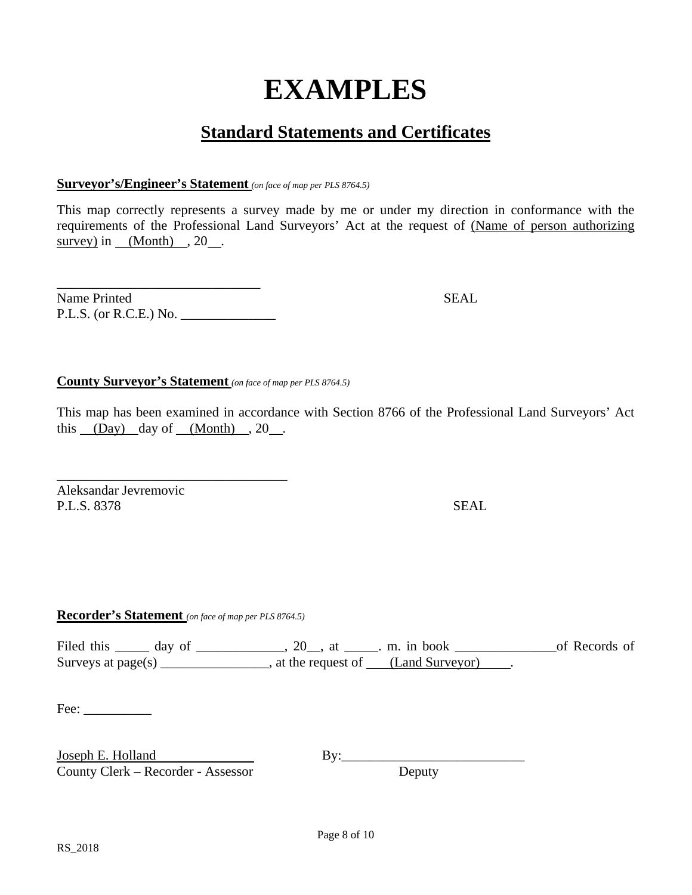# EXAMPLES

## Standard Statements and Certificates

**Surveyor's/Engineer's Statement** *(on face of map per PLS 8764.5)*

This map correctly represents a survey made by me or under my direction in conformance with the requirements of the Professional Land Surveyors' Act at the request of (Name of person authorizing survey) in (Month) , 20__.

______________________________
Name Printed SEAL
P.L.S. (or R.C.E.) No. ______________

**County Surveyor's Statement** *(on face of map per PLS 8764.5)*

This map has been examined in accordance with Section 8766 of the Professional Land Surveyors' Act this (Day) day of (Month) , 20__.

__________________________________
Aleksandar Jevremovic
P.L.S. 8378 SEAL

**Recorder's Statement** *(on face of map per PLS 8764.5)*

Filed this _____ day of _____________, 20__, at _____. m. in book _______________of Records of Surveys at page(s) ________________, at the request of (Land Surveyor) .

Fee: __________

Joseph E. Holland By:___________________________
County Clerk – Recorder - Assessor Deputy

RS_2018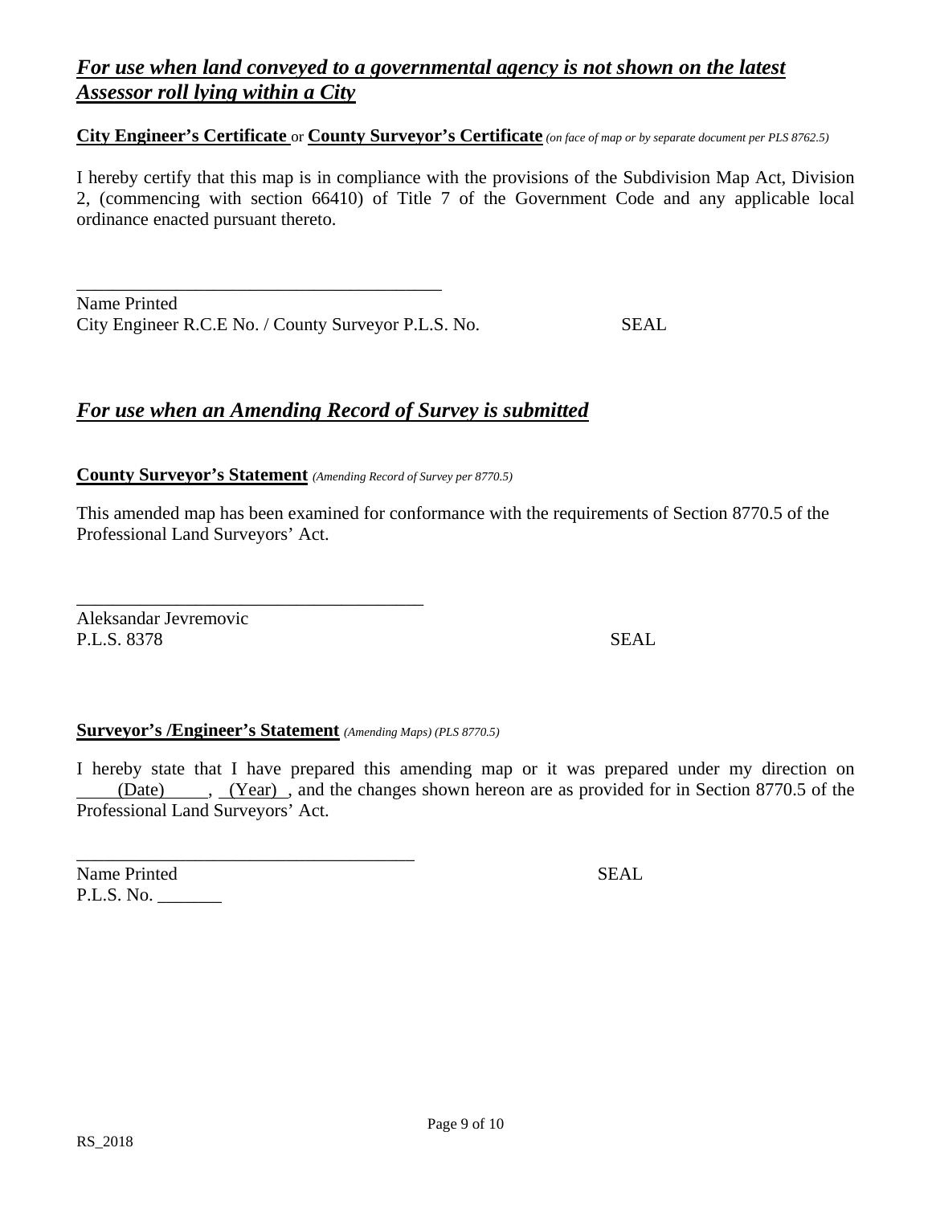## ***For use when land conveyed to a governmental agency is not shown on the latest Assessor roll lying within a City***

**City Engineer's Certificate** or **County Surveyor's Certificate** *(on face of map or by separate document per PLS 8762.5)*

I hereby certify that this map is in compliance with the provisions of the Subdivision Map Act, Division 2, (commencing with section 66410) of Title 7 of the Government Code and any applicable local ordinance enacted pursuant thereto.

\_\_\_\_\_\_\_\_\_\_\_\_\_\_\_\_\_\_\_\_\_\_\_\_\_\_\_\_\_\_\_\_\_\_\_\_\_\_\_\_

Name Printed
City Engineer R.C.E No. / County Surveyor P.L.S. No. SEAL

## ***For use when an Amending Record of Survey is submitted***

**County Surveyor's Statement** *(Amending Record of Survey per 8770.5)*

This amended map has been examined for conformance with the requirements of Section 8770.5 of the Professional Land Surveyors' Act.

\_\_\_\_\_\_\_\_\_\_\_\_\_\_\_\_\_\_\_\_\_\_\_\_\_\_\_\_\_\_\_\_\_\_\_\_\_\_

Aleksandar Jevremovic
P.L.S. 8378 SEAL

**Surveyor's /Engineer's Statement** *(Amending Maps) (PLS 8770.5)*

I hereby state that I have prepared this amending map or it was prepared under my direction on (Date) , (Year) , and the changes shown hereon are as provided for in Section 8770.5 of the Professional Land Surveyors' Act.

\_\_\_\_\_\_\_\_\_\_\_\_\_\_\_\_\_\_\_\_\_\_\_\_\_\_\_\_\_\_\_\_\_\_\_\_\_

Name Printed SEAL
P.L.S. No. \_\_\_\_\_\_\_

RS_2018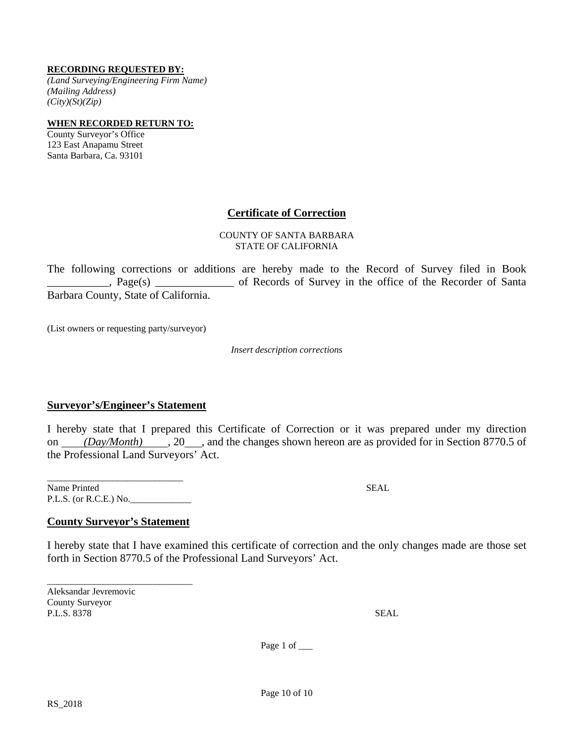**RECORDING REQUESTED BY:**
*(Land Surveying/Engineering Firm Name)*
*(Mailing Address)*
*(City)(St)(Zip)*

**WHEN RECORDED RETURN TO:**
County Surveyor's Office
123 East Anapamu Street
Santa Barbara, Ca. 93101

## Certificate of Correction

COUNTY OF SANTA BARBARA
STATE OF CALIFORNIA

The following corrections or additions are hereby made to the Record of Survey filed in Book ___________, Page(s) ______________ of Records of Survey in the office of the Recorder of Santa Barbara County, State of California.

(List owners or requesting party/surveyor)

*Insert description corrections*

### Surveyor's/Engineer's Statement

I hereby state that I prepared this Certificate of Correction or it was prepared under my direction on *(Day/Month)*, 20___, and the changes shown hereon are as provided for in Section 8770.5 of the Professional Land Surveyors' Act.

____________________________
Name Printed
P.L.S. (or R.C.E.) No.______________

SEAL

### County Surveyor's Statement

I hereby state that I have examined this certificate of correction and the only changes made are those set forth in Section 8770.5 of the Professional Land Surveyors' Act.

______________________________
Aleksandar Jevremovic
County Surveyor
P.L.S. 8378

SEAL

Page 1 of ___

RS_2018